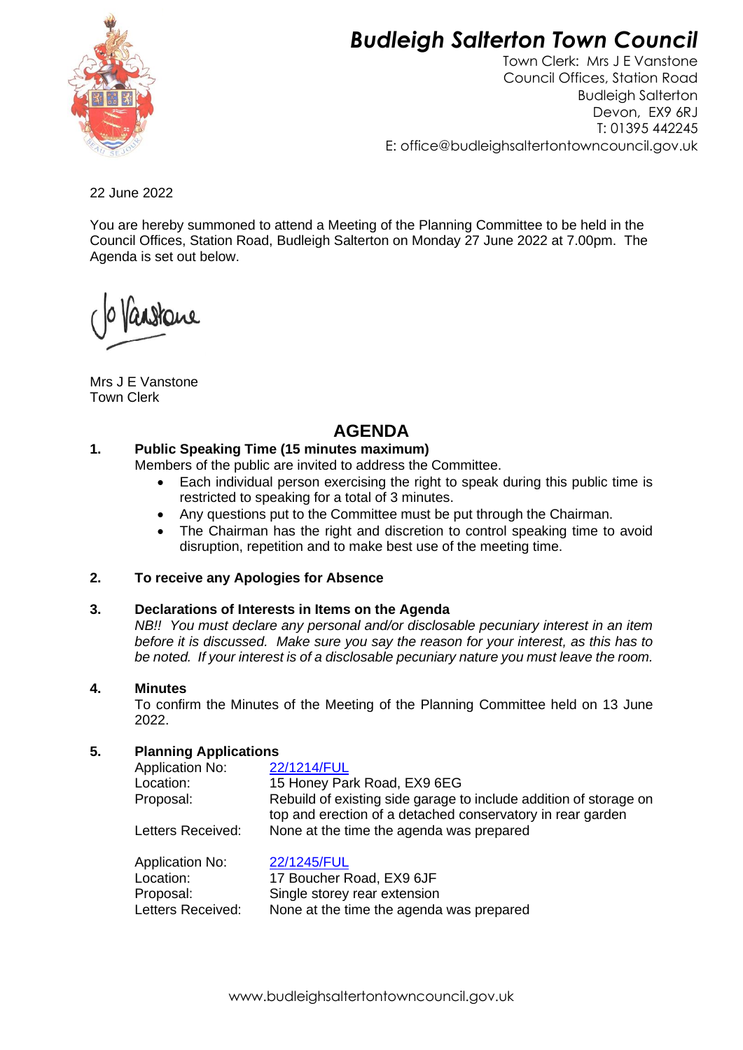# Budleigh Salterton Town Council

Town Clerk: Mrs J E Vanstone
Council Offices, Station Road
Budleigh Salterton
Devon, EX9 6RJ
T: 01395 442245
E: office@budleighsaltertontowncouncil.gov.uk

22 June 2022

You are hereby summoned to attend a Meeting of the Planning Committee to be held in the Council Offices, Station Road, Budleigh Salterton on Monday 27 June 2022 at 7.00pm. The Agenda is set out below.

Jo Vanstone

Mrs J E Vanstone
Town Clerk

## AGENDA

**1. Public Speaking Time (15 minutes maximum)**

Members of the public are invited to address the Committee.

- Each individual person exercising the right to speak during this public time is restricted to speaking for a total of 3 minutes.
- Any questions put to the Committee must be put through the Chairman.
- The Chairman has the right and discretion to control speaking time to avoid disruption, repetition and to make best use of the meeting time.

**2. To receive any Apologies for Absence**

**3. Declarations of Interests in Items on the Agenda**

*NB!! You must declare any personal and/or disclosable pecuniary interest in an item before it is discussed. Make sure you say the reason for your interest, as this has to be noted. If your interest is of a disclosable pecuniary nature you must leave the room.*

**4. Minutes**

To confirm the Minutes of the Meeting of the Planning Committee held on 13 June 2022.

**5. Planning Applications**

| | |
|---|---|
| Application No: | 22/1214/FUL |
| Location: | 15 Honey Park Road, EX9 6EG |
| Proposal: | Rebuild of existing side garage to include addition of storage on top and erection of a detached conservatory in rear garden |
| Letters Received: | None at the time the agenda was prepared |

| | |
|---|---|
| Application No: | 22/1245/FUL |
| Location: | 17 Boucher Road, EX9 6JF |
| Proposal: | Single storey rear extension |
| Letters Received: | None at the time the agenda was prepared |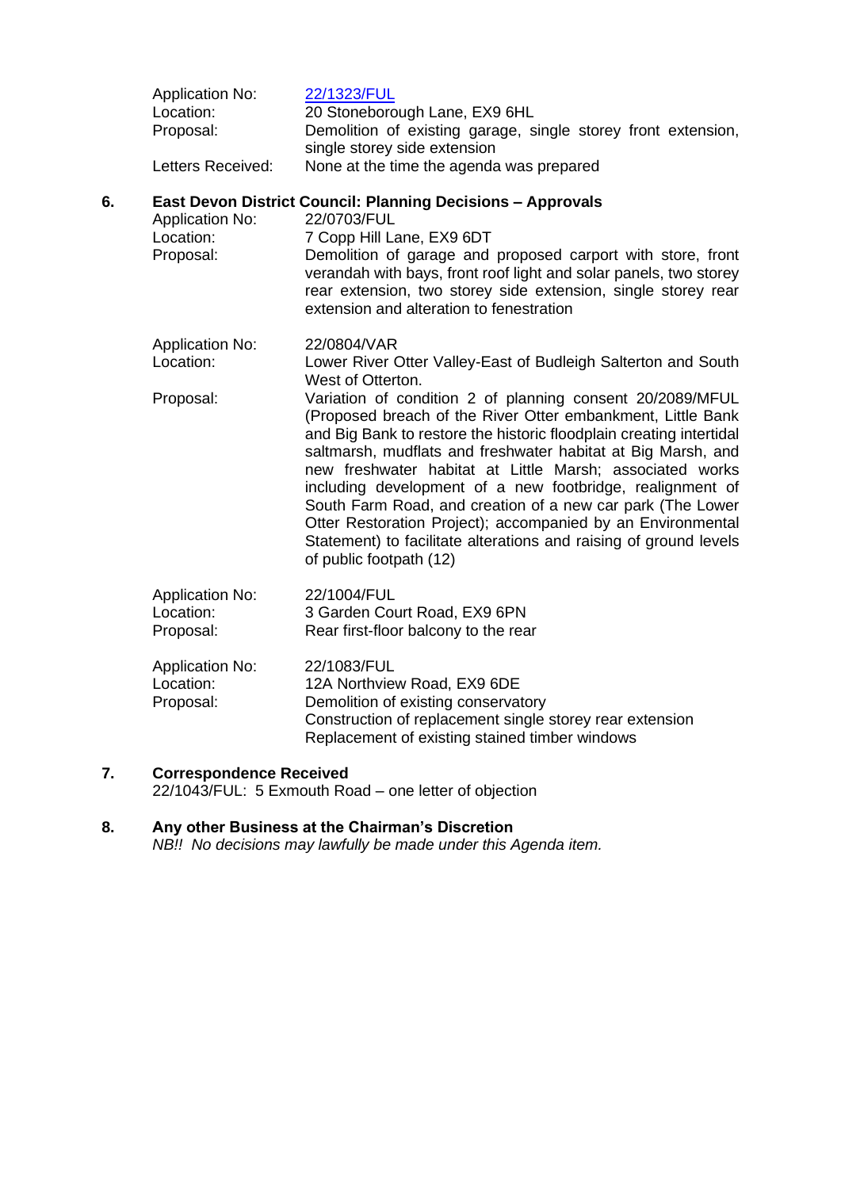Application No: [22/1323/FUL]
Location: 20 Stoneborough Lane, EX9 6HL
Proposal: Demolition of existing garage, single storey front extension, single storey side extension
Letters Received: None at the time the agenda was prepared

## 6. East Devon District Council: Planning Decisions – Approvals

Application No: 22/0703/FUL
Location: 7 Copp Hill Lane, EX9 6DT
Proposal: Demolition of garage and proposed carport with store, front verandah with bays, front roof light and solar panels, two storey rear extension, two storey side extension, single storey rear extension and alteration to fenestration

Application No: 22/0804/VAR
Location: Lower River Otter Valley-East of Budleigh Salterton and South West of Otterton.
Proposal: Variation of condition 2 of planning consent 20/2089/MFUL (Proposed breach of the River Otter embankment, Little Bank and Big Bank to restore the historic floodplain creating intertidal saltmarsh, mudflats and freshwater habitat at Big Marsh, and new freshwater habitat at Little Marsh; associated works including development of a new footbridge, realignment of South Farm Road, and creation of a new car park (The Lower Otter Restoration Project); accompanied by an Environmental Statement) to facilitate alterations and raising of ground levels of public footpath (12)

Application No: 22/1004/FUL
Location: 3 Garden Court Road, EX9 6PN
Proposal: Rear first-floor balcony to the rear

Application No: 22/1083/FUL
Location: 12A Northview Road, EX9 6DE
Proposal: Demolition of existing conservatory
Construction of replacement single storey rear extension
Replacement of existing stained timber windows

## 7. Correspondence Received

22/1043/FUL: 5 Exmouth Road – one letter of objection

## 8. Any other Business at the Chairman's Discretion

*NB!! No decisions may lawfully be made under this Agenda item.*